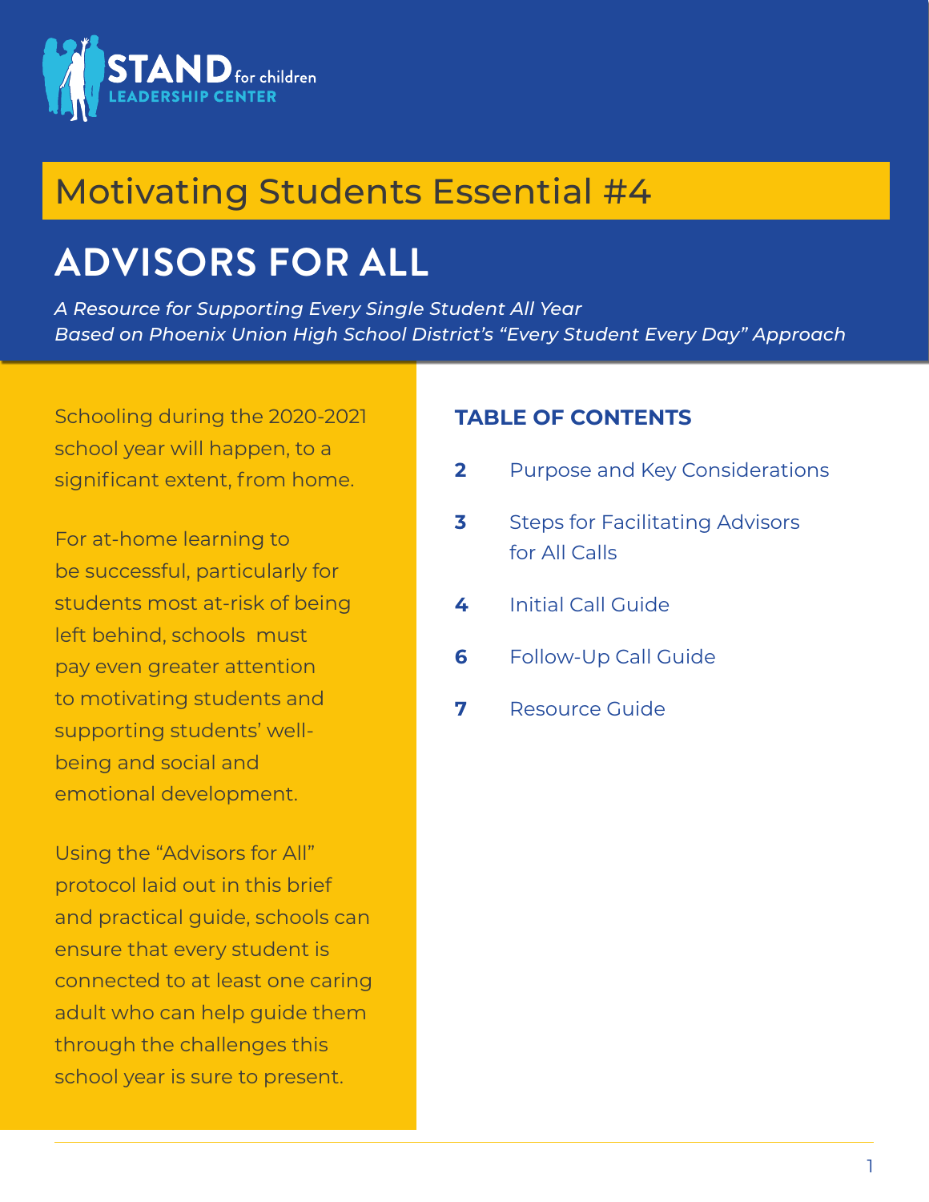STAND for children
LEADERSHIP CENTER

## Motivating Students Essential #4

# ADVISORS FOR ALL

*A Resource for Supporting Every Single Student All Year*
*Based on Phoenix Union High School District's "Every Student Every Day" Approach*

Schooling during the 2020-2021 school year will happen, to a significant extent, from home.

For at-home learning to be successful, particularly for students most at-risk of being left behind, schools must pay even greater attention to motivating students and supporting students' well-being and social and emotional development.

Using the "Advisors for All" protocol laid out in this brief and practical guide, schools can ensure that every student is connected to at least one caring adult who can help guide them through the challenges this school year is sure to present.

### TABLE OF CONTENTS

**2** Purpose and Key Considerations

**3** Steps for Facilitating Advisors for All Calls

**4** Initial Call Guide

**6** Follow-Up Call Guide

**7** Resource Guide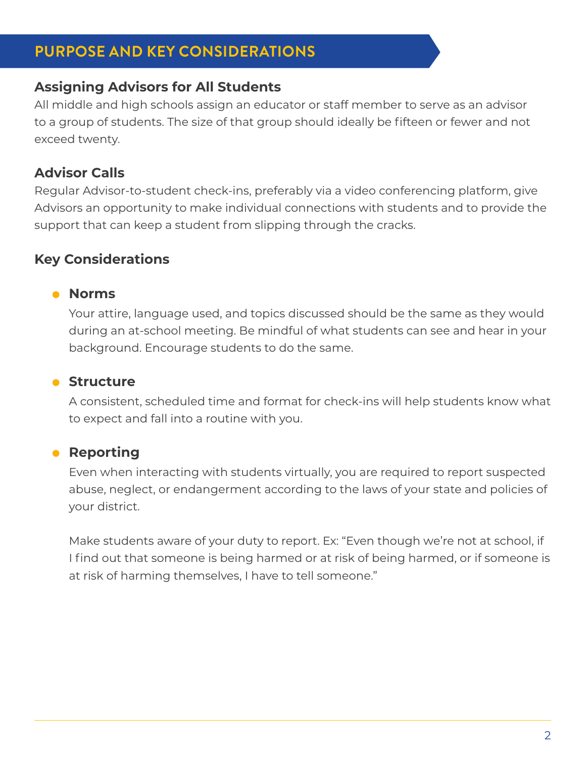## PURPOSE AND KEY CONSIDERATIONS

### Assigning Advisors for All Students

All middle and high schools assign an educator or staff member to serve as an advisor to a group of students. The size of that group should ideally be fifteen or fewer and not exceed twenty.

### Advisor Calls

Regular Advisor-to-student check-ins, preferably via a video conferencing platform, give Advisors an opportunity to make individual connections with students and to provide the support that can keep a student from slipping through the cracks.

### Key Considerations

- **Norms**

  Your attire, language used, and topics discussed should be the same as they would during an at-school meeting. Be mindful of what students can see and hear in your background. Encourage students to do the same.

- **Structure**

  A consistent, scheduled time and format for check-ins will help students know what to expect and fall into a routine with you.

- **Reporting**

  Even when interacting with students virtually, you are required to report suspected abuse, neglect, or endangerment according to the laws of your state and policies of your district.

  Make students aware of your duty to report. Ex: "Even though we're not at school, if I find out that someone is being harmed or at risk of being harmed, or if someone is at risk of harming themselves, I have to tell someone."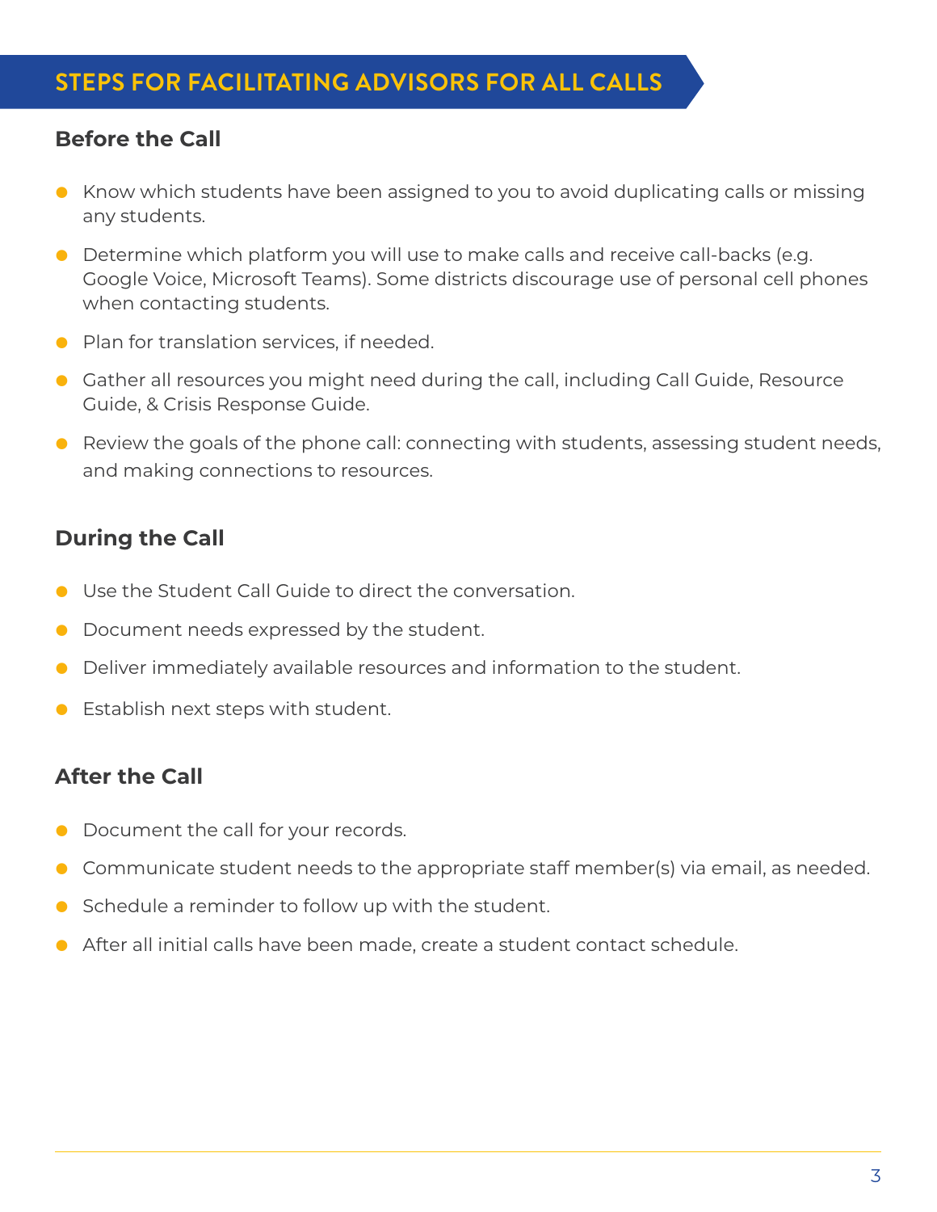## STEPS FOR FACILITATING ADVISORS FOR ALL CALLS

### Before the Call

- Know which students have been assigned to you to avoid duplicating calls or missing any students.
- Determine which platform you will use to make calls and receive call-backs (e.g. Google Voice, Microsoft Teams). Some districts discourage use of personal cell phones when contacting students.
- Plan for translation services, if needed.
- Gather all resources you might need during the call, including Call Guide, Resource Guide, & Crisis Response Guide.
- Review the goals of the phone call: connecting with students, assessing student needs, and making connections to resources.

### During the Call

- Use the Student Call Guide to direct the conversation.
- Document needs expressed by the student.
- Deliver immediately available resources and information to the student.
- Establish next steps with student.

### After the Call

- Document the call for your records.
- Communicate student needs to the appropriate staff member(s) via email, as needed.
- Schedule a reminder to follow up with the student.
- After all initial calls have been made, create a student contact schedule.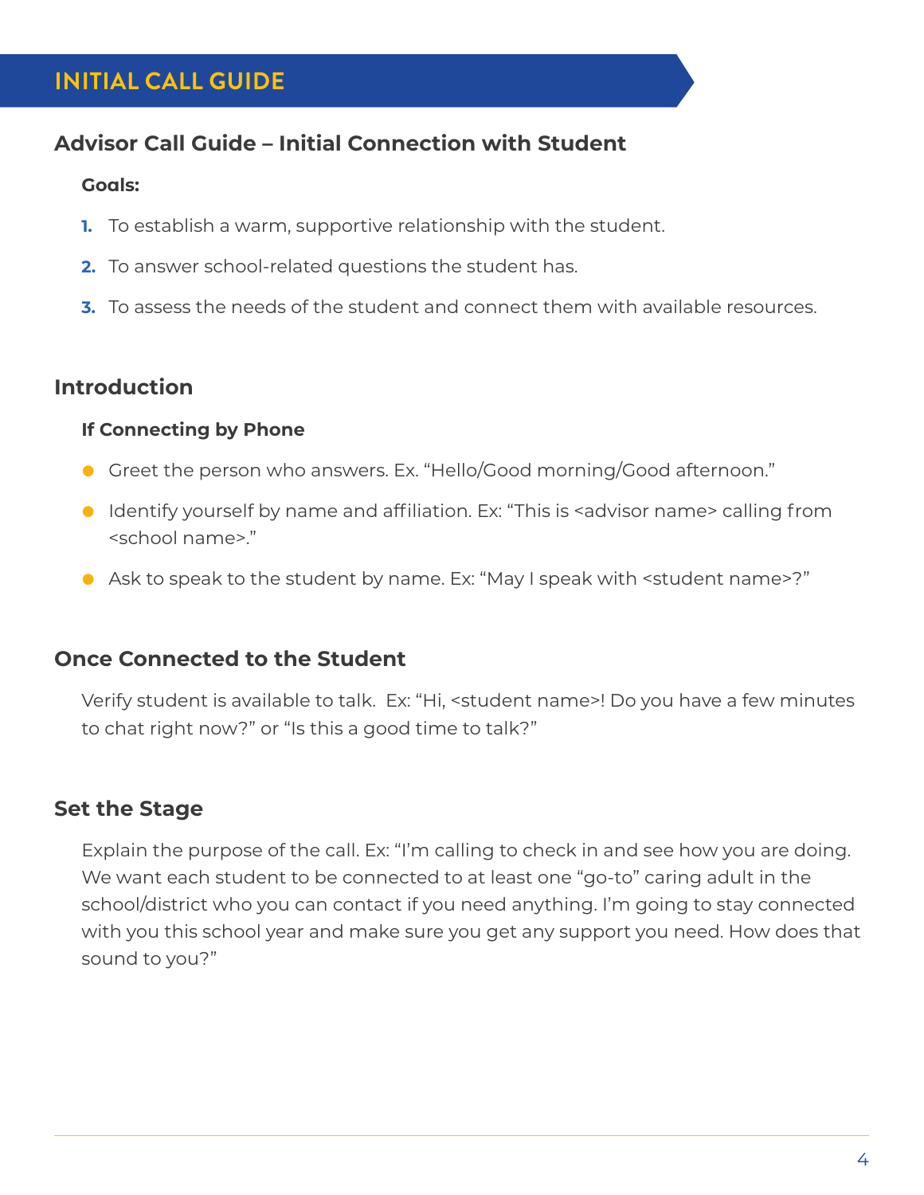# INITIAL CALL GUIDE

## Advisor Call Guide – Initial Connection with Student

**Goals:**

1. To establish a warm, supportive relationship with the student.
2. To answer school-related questions the student has.
3. To assess the needs of the student and connect them with available resources.

## Introduction

**If Connecting by Phone**

- Greet the person who answers. Ex. “Hello/Good morning/Good afternoon.”
- Identify yourself by name and affiliation. Ex: “This is <advisor name> calling from <school name>.”
- Ask to speak to the student by name. Ex: “May I speak with <student name>?”

## Once Connected to the Student

Verify student is available to talk. Ex: “Hi, <student name>! Do you have a few minutes to chat right now?” or “Is this a good time to talk?”

## Set the Stage

Explain the purpose of the call. Ex: “I’m calling to check in and see how you are doing. We want each student to be connected to at least one “go-to” caring adult in the school/district who you can contact if you need anything. I’m going to stay connected with you this school year and make sure you get any support you need. How does that sound to you?”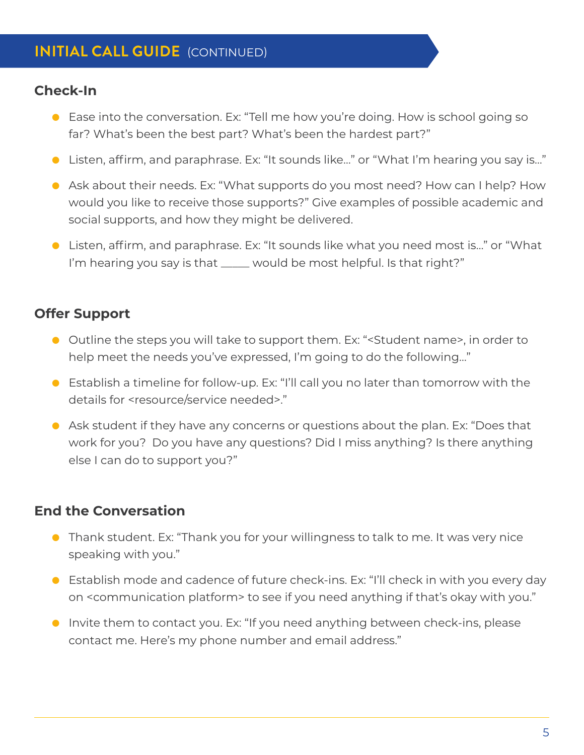## INITIAL CALL GUIDE (CONTINUED)

### Check-In

- Ease into the conversation. Ex: "Tell me how you're doing. How is school going so far? What's been the best part? What's been the hardest part?"
- Listen, affirm, and paraphrase. Ex: "It sounds like..." or "What I'm hearing you say is..."
- Ask about their needs. Ex: "What supports do you most need? How can I help? How would you like to receive those supports?" Give examples of possible academic and social supports, and how they might be delivered.
- Listen, affirm, and paraphrase. Ex: "It sounds like what you need most is..." or "What I'm hearing you say is that _____ would be most helpful. Is that right?"

### Offer Support

- Outline the steps you will take to support them. Ex: "<Student name>, in order to help meet the needs you've expressed, I'm going to do the following..."
- Establish a timeline for follow-up. Ex: "I'll call you no later than tomorrow with the details for <resource/service needed>."
- Ask student if they have any concerns or questions about the plan. Ex: "Does that work for you? Do you have any questions? Did I miss anything? Is there anything else I can do to support you?"

### End the Conversation

- Thank student. Ex: "Thank you for your willingness to talk to me. It was very nice speaking with you."
- Establish mode and cadence of future check-ins. Ex: "I'll check in with you every day on <communication platform> to see if you need anything if that's okay with you."
- Invite them to contact you. Ex: "If you need anything between check-ins, please contact me. Here's my phone number and email address."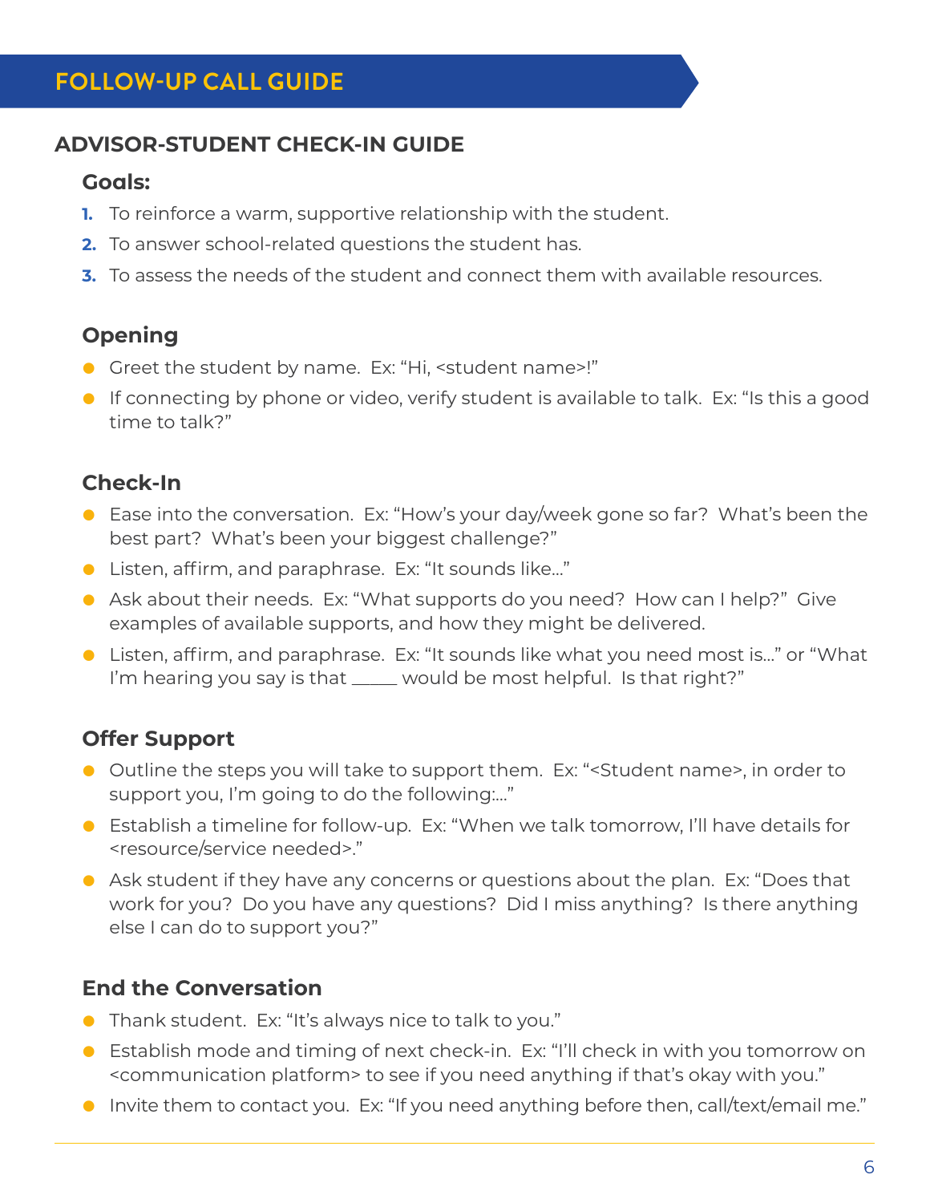# FOLLOW-UP CALL GUIDE

## ADVISOR-STUDENT CHECK-IN GUIDE

### Goals:

1. To reinforce a warm, supportive relationship with the student.
2. To answer school-related questions the student has.
3. To assess the needs of the student and connect them with available resources.

### Opening

- Greet the student by name. Ex: "Hi, <student name>!"
- If connecting by phone or video, verify student is available to talk. Ex: "Is this a good time to talk?"

### Check-In

- Ease into the conversation. Ex: "How's your day/week gone so far? What's been the best part? What's been your biggest challenge?"
- Listen, affirm, and paraphrase. Ex: "It sounds like..."
- Ask about their needs. Ex: "What supports do you need? How can I help?" Give examples of available supports, and how they might be delivered.
- Listen, affirm, and paraphrase. Ex: "It sounds like what you need most is..." or "What I'm hearing you say is that _____ would be most helpful. Is that right?"

### Offer Support

- Outline the steps you will take to support them. Ex: "<Student name>, in order to support you, I'm going to do the following:..."
- Establish a timeline for follow-up. Ex: "When we talk tomorrow, I'll have details for <resource/service needed>."
- Ask student if they have any concerns or questions about the plan. Ex: "Does that work for you? Do you have any questions? Did I miss anything? Is there anything else I can do to support you?"

### End the Conversation

- Thank student. Ex: "It's always nice to talk to you."
- Establish mode and timing of next check-in. Ex: "I'll check in with you tomorrow on <communication platform> to see if you need anything if that's okay with you."
- Invite them to contact you. Ex: "If you need anything before then, call/text/email me."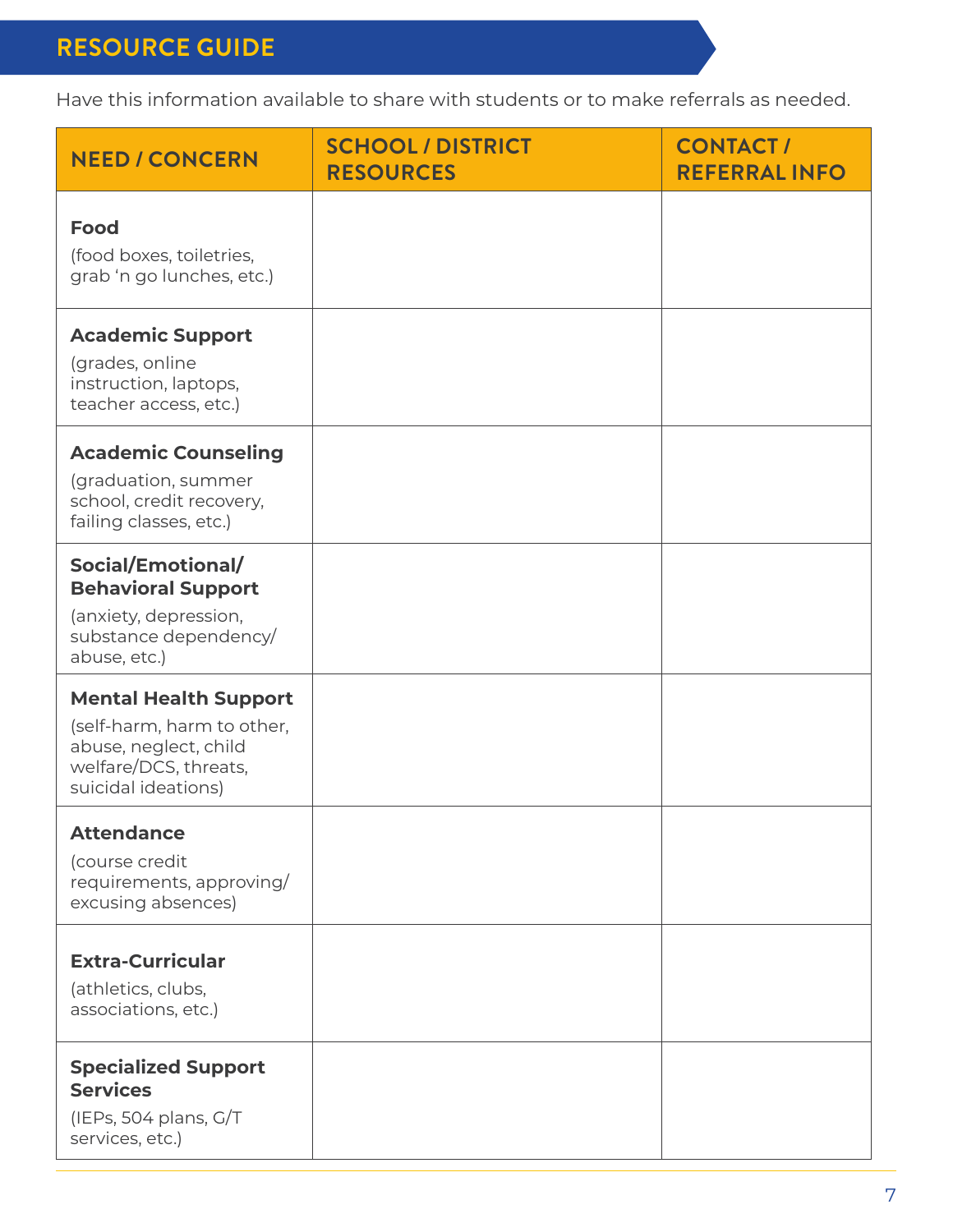## RESOURCE GUIDE

Have this information available to share with students or to make referrals as needed.

| NEED / CONCERN | SCHOOL / DISTRICT RESOURCES | CONTACT / REFERRAL INFO |
| --- | --- | --- |
| **Food** (food boxes, toiletries, grab 'n go lunches, etc.) | | |
| **Academic Support** (grades, online instruction, laptops, teacher access, etc.) | | |
| **Academic Counseling** (graduation, summer school, credit recovery, failing classes, etc.) | | |
| **Social/Emotional/ Behavioral Support** (anxiety, depression, substance dependency/ abuse, etc.) | | |
| **Mental Health Support** (self-harm, harm to other, abuse, neglect, child welfare/DCS, threats, suicidal ideations) | | |
| **Attendance** (course credit requirements, approving/ excusing absences) | | |
| **Extra-Curricular** (athletics, clubs, associations, etc.) | | |
| **Specialized Support Services** (IEPs, 504 plans, G/T services, etc.) | | |